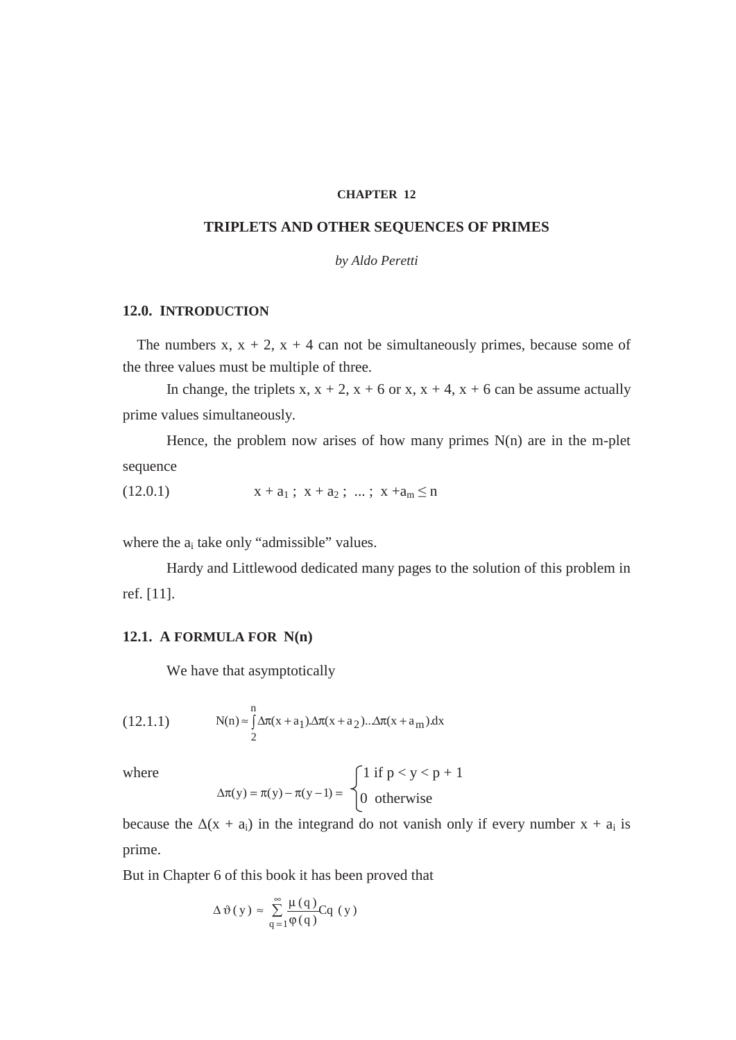**CHAPTER 12**

## TRIPLETS AND OTHER SEQUENCES OF PRIMES

*by Aldo Peretti*

### 12.0. INTRODUCTION

The numbers x, x + 2, x + 4 can not be simultaneously primes, because some of the three values must be multiple of three.

In change, the triplets x, x + 2, x + 6 or x, x + 4, x + 6 can be assume actually prime values simultaneously.

Hence, the problem now arises of how many primes N(n) are in the m-plet sequence

(12.0.1) $$x + a_1 \; ; \; x + a_2 \; ; \; \ldots \; ; \; x + a_m \leq n$$

where the $a_i$ take only "admissible" values.

Hardy and Littlewood dedicated many pages to the solution of this problem in ref. [11].

### 12.1. A FORMULA FOR N(n)

We have that asymptotically

(12.1.1) $$N(n) \approx \int_2^n \Delta\pi(x + a_1).\Delta\pi(x + a_2)..\Delta\pi(x + a_m).dx$$

where

$$\Delta\pi(y) = \pi(y) - \pi(y-1) = \begin{cases} 1 \text{ if } p < y < p + 1 \\ 0 \text{ otherwise} \end{cases}$$

because the $\Delta(x + a_i)$ in the integrand do not vanish only if every number $x + a_i$ is prime.

But in Chapter 6 of this book it has been proved that

$$\Delta\vartheta(y) \approx \sum_{q=1}^{\infty} \frac{\mu(q)}{\varphi(q)} Cq(y)$$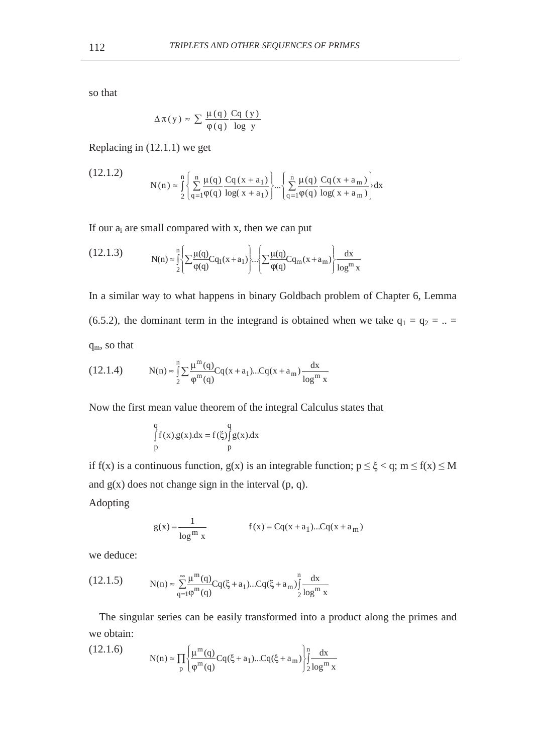so that

$$\Delta\pi(y) \approx \sum \frac{\mu(q)}{\varphi(q)} \frac{Cq\ (y)}{\log\ y}$$

Replacing in (12.1.1) we get

(12.1.2)

$$N(n) \approx \int_2^n \left\{ \sum_{q=1}^n \frac{\mu(q)}{\varphi(q)} \frac{Cq(x + a_1)}{\log(x + a_1)} \right\} ... \left\{ \sum_{q=1}^n \frac{\mu(q)}{\varphi(q)} \frac{Cq(x + a_m)}{\log(x + a_m)} \right\} dx$$

If our $a_i$ are small compared with x, then we can put

(12.1.3)

$$N(n) \approx \int_2^n \left\{ \sum \frac{\mu(q)}{\varphi(q)} Cq_1(x + a_1) \right\} ... \left\{ \sum \frac{\mu(q)}{\varphi(q)} Cq_m(x + a_m) \right\} \frac{dx}{\log^m x}$$

In a similar way to what happens in binary Goldbach problem of Chapter 6, Lemma (6.5.2), the dominant term in the integrand is obtained when we take $q_1 = q_2 = .. = q_m$, so that

(12.1.4)

$$N(n) \approx \int_2^n \sum \frac{\mu^m(q)}{\varphi^m(q)} Cq(x + a_1)...Cq(x + a_m) \frac{dx}{\log^m x}$$

Now the first mean value theorem of the integral Calculus states that

$$\int_p^q f(x).g(x).dx = f(\xi) \int_p^q g(x).dx$$

if f(x) is a continuous function, g(x) is an integrable function; $p \le \xi < q$; $m \le f(x) \le M$ and g(x) does not change sign in the interval (p, q).

Adopting

$$g(x) = \frac{1}{\log^m x} \qquad\qquad f(x) = Cq(x + a_1)...Cq(x + a_m)$$

we deduce:

(12.1.5)

$$N(n) \approx \sum_{q=1}^{\infty} \frac{\mu^m(q)}{\varphi^m(q)} Cq(\xi + a_1)...Cq(\xi + a_m) \int_2^n \frac{dx}{\log^m x}$$

The singular series can be easily transformed into a product along the primes and we obtain:

(12.1.6)

$$N(n) \approx \prod_p \left\{ \frac{\mu^m(q)}{\varphi^m(q)} Cq(\xi + a_1)...Cq(\xi + a_m) \right\} \int_2^n \frac{dx}{\log^m x}$$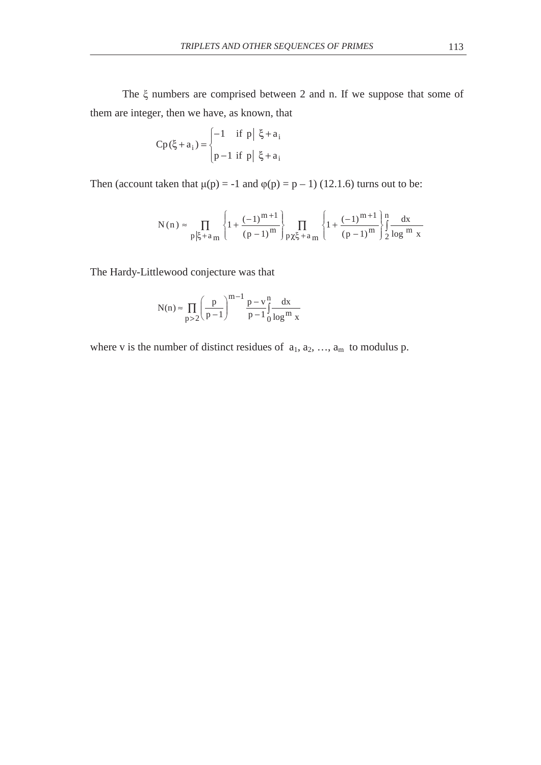The $\xi$ numbers are comprised between 2 and n. If we suppose that some of them are integer, then we have, as known, that

$$
Cp(\xi + a_i) = \begin{cases} -1 & \text{if } p \mid \xi + a_i \\ p - 1 & \text{if } p \mid \xi + a_i \end{cases}
$$

Then (account taken that $\mu(p) = -1$ and $\varphi(p) = p - 1$) (12.1.6) turns out to be:

$$
N(n) \approx \prod_{p \mid \xi + a_m} \left\{ 1 + \frac{(-1)^{m+1}}{(p-1)^m} \right\} \prod_{p \chi \xi + a_m} \left\{ 1 + \frac{(-1)^{m+1}}{(p-1)^m} \right\} \int_2^n \frac{dx}{\log^m x}
$$

The Hardy-Littlewood conjecture was that

$$
N(n) \approx \prod_{p > 2} \left( \frac{p}{p-1} \right)^{m-1} \frac{p - v}{p - 1} \int_0^n \frac{dx}{\log^m x}
$$

where v is the number of distinct residues of $a_1, a_2, \ldots, a_m$ to modulus p.